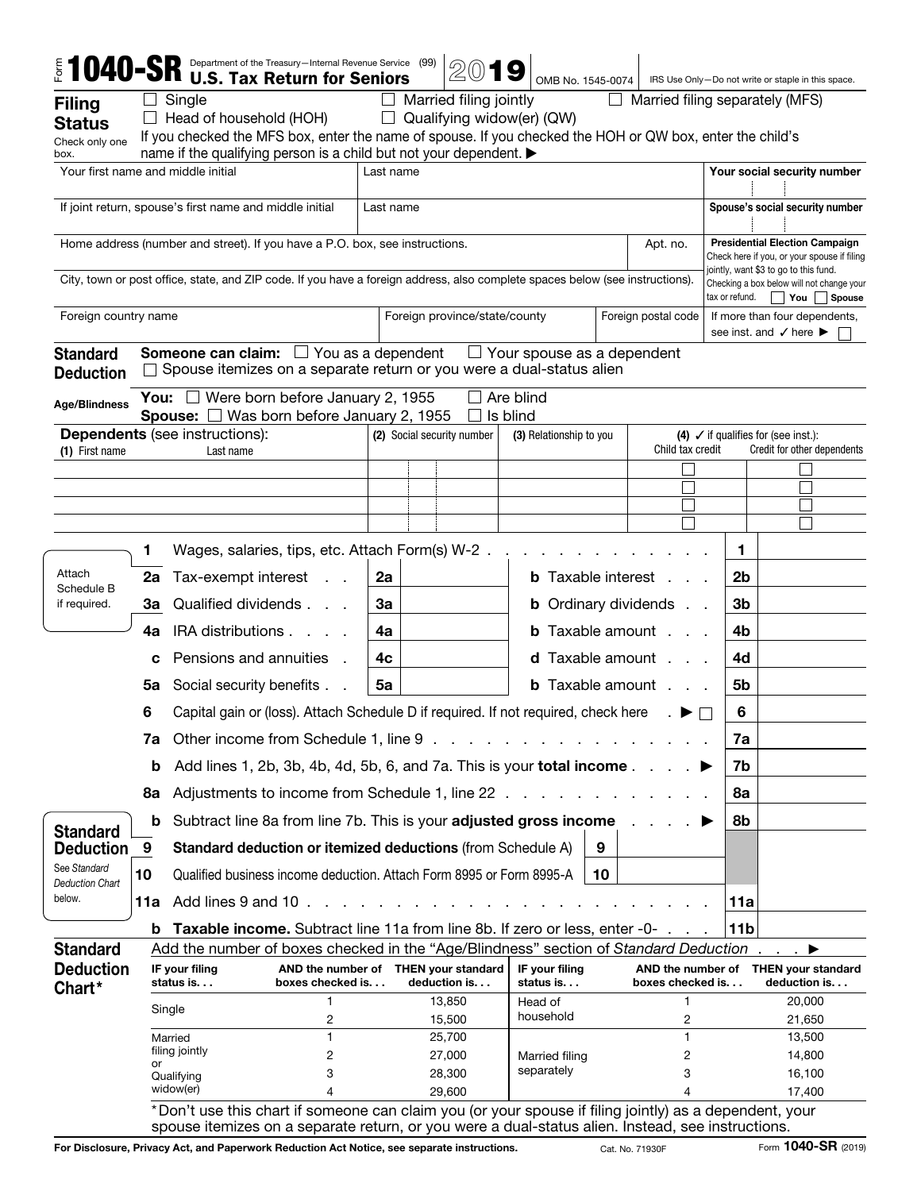# Form 1040-SR

Department of the Treasury—Internal Revenue Service (99)

**U.S. Tax Return for Seniors** **2019**

OMB No. 1545-0074 | IRS Use Only—Do not write or staple in this space.

## Filing Status

Check only one box.

☐ Single ☐ Married filing jointly ☐ Married filing separately (MFS)
☐ Head of household (HOH) ☐ Qualifying widow(er) (QW)

If you checked the MFS box, enter the name of spouse. If you checked the HOH or QW box, enter the child's name if the qualifying person is a child but not your dependent. ▶

| Your first name and middle initial | Last name | Your social security number |
|---|---|---|
| If joint return, spouse's first name and middle initial | Last name | Spouse's social security number |

| Home address (number and street). If you have a P.O. box, see instructions. | Apt. no. | **Presidential Election Campaign** Check here if you, or your spouse if filing jointly, want $3 to go to this fund. Checking a box below will not change your tax or refund. ☐ You ☐ Spouse |
|---|---|---|
| City, town or post office, state, and ZIP code. If you have a foreign address, also complete spaces below (see instructions). | | |

| Foreign country name | Foreign province/state/county | Foreign postal code | If more than four dependents, see inst. and ✓ here ▶ ☐ |
|---|---|---|---|

## Standard Deduction

**Someone can claim:** ☐ You as a dependent ☐ Your spouse as a dependent
☐ Spouse itemizes on a separate return or you were a dual-status alien

**Age/Blindness**

**You:** ☐ Were born before January 2, 1955 ☐ Are blind
**Spouse:** ☐ Was born before January 2, 1955 ☐ Is blind

**Dependents** (see instructions):

| (1) First name | Last name | (2) Social security number | (3) Relationship to you | (4) ✓ if qualifies for (see inst.): Child tax credit | Credit for other dependents |
|---|---|---|---|---|---|
| | | | | ☐ | ☐ |
| | | | | ☐ | ☐ |
| | | | | ☐ | ☐ |
| | | | | ☐ | ☐ |

Attach Schedule B if required.

| Line | Description | | | | Line | Amount |
|---|---|---|---|---|---|---|
| 1 | Wages, salaries, tips, etc. Attach Form(s) W-2 | | | | 1 | |
| 2a | Tax-exempt interest | 2a | | **b** Taxable interest | 2b | |
| 3a | Qualified dividends | 3a | | **b** Ordinary dividends | 3b | |
| 4a | IRA distributions | 4a | | **b** Taxable amount | 4b | |
| c | Pensions and annuities | 4c | | **d** Taxable amount | 4d | |
| 5a | Social security benefits | 5a | | **b** Taxable amount | 5b | |
| 6 | Capital gain or (loss). Attach Schedule D if required. If not required, check here ▶ ☐ | | | | 6 | |
| 7a | Other income from Schedule 1, line 9 | | | | 7a | |
| b | Add lines 1, 2b, 3b, 4b, 4d, 5b, 6, and 7a. This is your **total income** ▶ | | | | 7b | |
| 8a | Adjustments to income from Schedule 1, line 22 | | | | 8a | |
| b | Subtract line 8a from line 7b. This is your **adjusted gross income** ▶ | | | | 8b | |
| 9 | **Standard deduction or itemized deductions** (from Schedule A) | 9 | | | | |
| 10 | Qualified business income deduction. Attach Form 8995 or Form 8995-A | 10 | | | | |
| 11a | Add lines 9 and 10 | | | | 11a | |
| b | **Taxable income.** Subtract line 11a from line 8b. If zero or less, enter -0- | | | | 11b | |

**Standard Deduction** — See *Standard Deduction Chart* below.

## Standard Deduction Chart*

Add the number of boxes checked in the "Age/Blindness" section of *Standard Deduction* ▶

| IF your filing status is... | AND the number of boxes checked is... | THEN your standard deduction is... | IF your filing status is... | AND the number of boxes checked is... | THEN your standard deduction is... |
|---|---|---|---|---|---|
| Single | 1 | 13,850 | Head of household | 1 | 20,000 |
| | 2 | 15,500 | | 2 | 21,650 |
| Married filing jointly or Qualifying widow(er) | 1 | 25,700 | Married filing separately | 1 | 13,500 |
| | 2 | 27,000 | | 2 | 14,800 |
| | 3 | 28,300 | | 3 | 16,100 |
| | 4 | 29,600 | | 4 | 17,400 |

*Don't use this chart if someone can claim you (or your spouse if filing jointly) as a dependent, your spouse itemizes on a separate return, or you were a dual-status alien. Instead, see instructions.

For Disclosure, Privacy Act, and Paperwork Reduction Act Notice, see separate instructions. Cat. No. 71930F Form **1040-SR** (2019)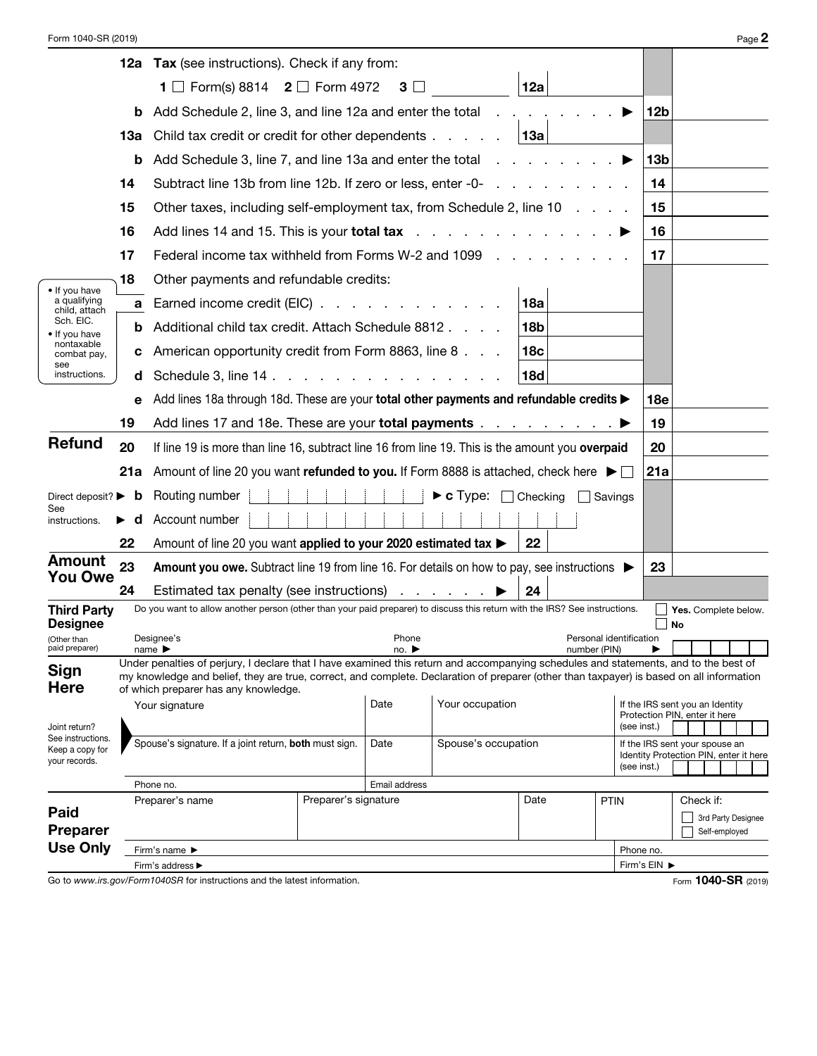| | | | |
|---|---|---|---|
| 12a | **Tax** (see instructions). Check if any from: 1 ☐ Form(s) 8814 2 ☐ Form 4972 3 ☐ | 12a | |
| b | Add Schedule 2, line 3, and line 12a and enter the total ▶ | 12b | |
| 13a | Child tax credit or credit for other dependents | 13a | |
| b | Add Schedule 3, line 7, and line 13a and enter the total ▶ | 13b | |
| 14 | Subtract line 13b from line 12b. If zero or less, enter -0- | 14 | |
| 15 | Other taxes, including self-employment tax, from Schedule 2, line 10 | 15 | |
| 16 | Add lines 14 and 15. This is your **total tax** ▶ | 16 | |
| 17 | Federal income tax withheld from Forms W-2 and 1099 | 17 | |
| 18 | Other payments and refundable credits: | | |
| a | Earned income credit (EIC) | 18a | |
| b | Additional child tax credit. Attach Schedule 8812 | 18b | |
| c | American opportunity credit from Form 8863, line 8 | 18c | |
| d | Schedule 3, line 14 | 18d | |
| e | Add lines 18a through 18d. These are your **total other payments and refundable credits** ▶ | 18e | |
| 19 | Add lines 17 and 18e. These are your **total payments** ▶ | 19 | |

• If you have a qualifying child, attach Sch. EIC.
• If you have nontaxable combat pay, see instructions.

## Refund

| | | | |
|---|---|---|---|
| 20 | If line 19 is more than line 16, subtract line 16 from line 19. This is the amount you **overpaid** | 20 | |
| 21a | Amount of line 20 you want **refunded to you.** If Form 8888 is attached, check here ▶ ☐ | 21a | |
| b | Routing number ▶ **c** Type: ☐ Checking ☐ Savings | | |
| d | Account number | | |
| 22 | Amount of line 20 you want **applied to your 2020 estimated tax** ▶ | 22 | |

Direct deposit? See instructions.

## Amount You Owe

| | | | |
|---|---|---|---|
| 23 | **Amount you owe.** Subtract line 19 from line 16. For details on how to pay, see instructions ▶ | 23 | |
| 24 | Estimated tax penalty (see instructions) ▶ | 24 | |

## Third Party Designee

(Other than paid preparer)

Do you want to allow another person (other than your paid preparer) to discuss this return with the IRS? See instructions. ☐ **Yes.** Complete below. ☐ **No**

Designee's name ▶ Phone no. ▶ Personal identification number (PIN) ▶

## Sign Here

Under penalties of perjury, I declare that I have examined this return and accompanying schedules and statements, and to the best of my knowledge and belief, they are true, correct, and complete. Declaration of preparer (other than taxpayer) is based on all information of which preparer has any knowledge.

Joint return? See instructions. Keep a copy for your records.

| | | | |
|---|---|---|---|
| Your signature | Date | Your occupation | If the IRS sent you an Identity Protection PIN, enter it here (see inst.) |
| Spouse's signature. If a joint return, **both** must sign. | Date | Spouse's occupation | If the IRS sent your spouse an Identity Protection PIN, enter it here (see inst.) |
| Phone no. | Email address | | |

## Paid Preparer Use Only

| | | | | |
|---|---|---|---|---|
| Preparer's name | Preparer's signature | Date | PTIN | Check if: ☐ 3rd Party Designee ☐ Self-employed |
| Firm's name ▶ | | | Phone no. | |
| Firm's address ▶ | | | Firm's EIN ▶ | |

Go to *www.irs.gov/Form1040SR* for instructions and the latest information.